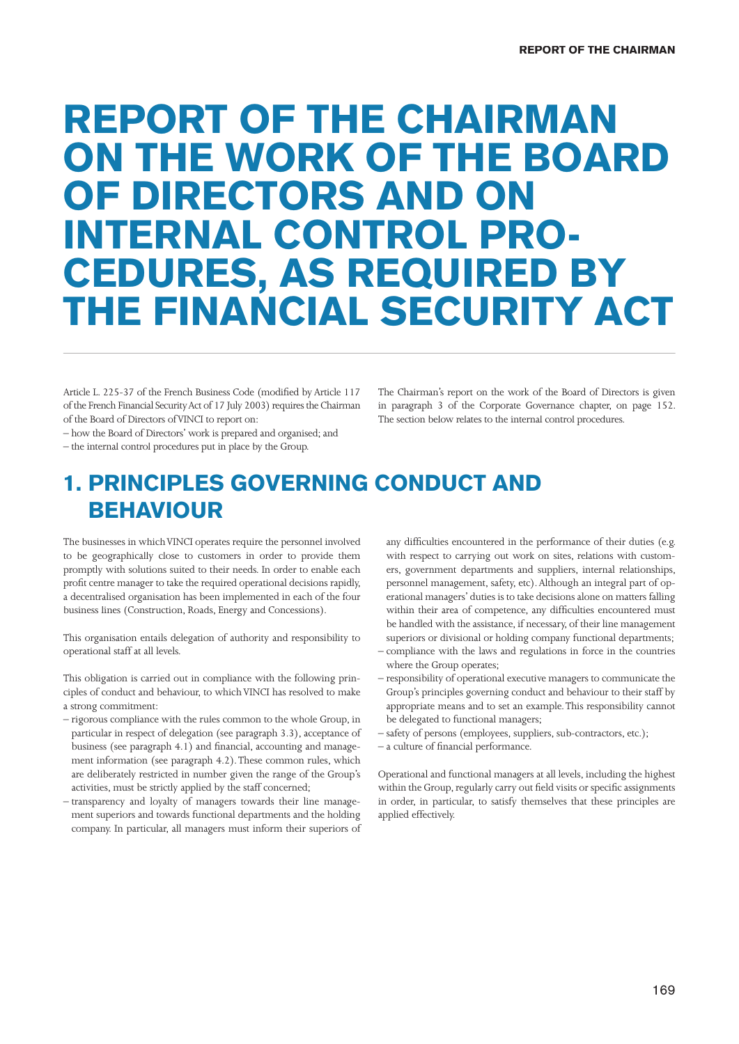# REPORT OF THE CHAIRMAN ON THE WORK OF THE BOARD OF DIRECTORS AND ON INTERNAL CONTROL PROCEDURES, AS REQUIRED BY THE FINANCIAL SECURITY ACT

Article L. 225-37 of the French Business Code (modified by Article 117 of the French Financial Security Act of 17 July 2003) requires the Chairman of the Board of Directors of VINCI to report on:

– how the Board of Directors' work is prepared and organised; and
– the internal control procedures put in place by the Group.

The Chairman's report on the work of the Board of Directors is given in paragraph 3 of the Corporate Governance chapter, on page 152. The section below relates to the internal control procedures.

## 1. PRINCIPLES GOVERNING CONDUCT AND BEHAVIOUR

The businesses in which VINCI operates require the personnel involved to be geographically close to customers in order to provide them promptly with solutions suited to their needs. In order to enable each profit centre manager to take the required operational decisions rapidly, a decentralised organisation has been implemented in each of the four business lines (Construction, Roads, Energy and Concessions).

This organisation entails delegation of authority and responsibility to operational staff at all levels.

This obligation is carried out in compliance with the following principles of conduct and behaviour, to which VINCI has resolved to make a strong commitment:

– rigorous compliance with the rules common to the whole Group, in particular in respect of delegation (see paragraph 3.3), acceptance of business (see paragraph 4.1) and financial, accounting and management information (see paragraph 4.2). These common rules, which are deliberately restricted in number given the range of the Group's activities, must be strictly applied by the staff concerned;
– transparency and loyalty of managers towards their line management superiors and towards functional departments and the holding company. In particular, all managers must inform their superiors of any difficulties encountered in the performance of their duties (e.g. with respect to carrying out work on sites, relations with customers, government departments and suppliers, internal relationships, personnel management, safety, etc). Although an integral part of operational managers' duties is to take decisions alone on matters falling within their area of competence, any difficulties encountered must be handled with the assistance, if necessary, of their line management superiors or divisional or holding company functional departments;
– compliance with the laws and regulations in force in the countries where the Group operates;
– responsibility of operational executive managers to communicate the Group's principles governing conduct and behaviour to their staff by appropriate means and to set an example. This responsibility cannot be delegated to functional managers;
– safety of persons (employees, suppliers, sub-contractors, etc.);
– a culture of financial performance.

Operational and functional managers at all levels, including the highest within the Group, regularly carry out field visits or specific assignments in order, in particular, to satisfy themselves that these principles are applied effectively.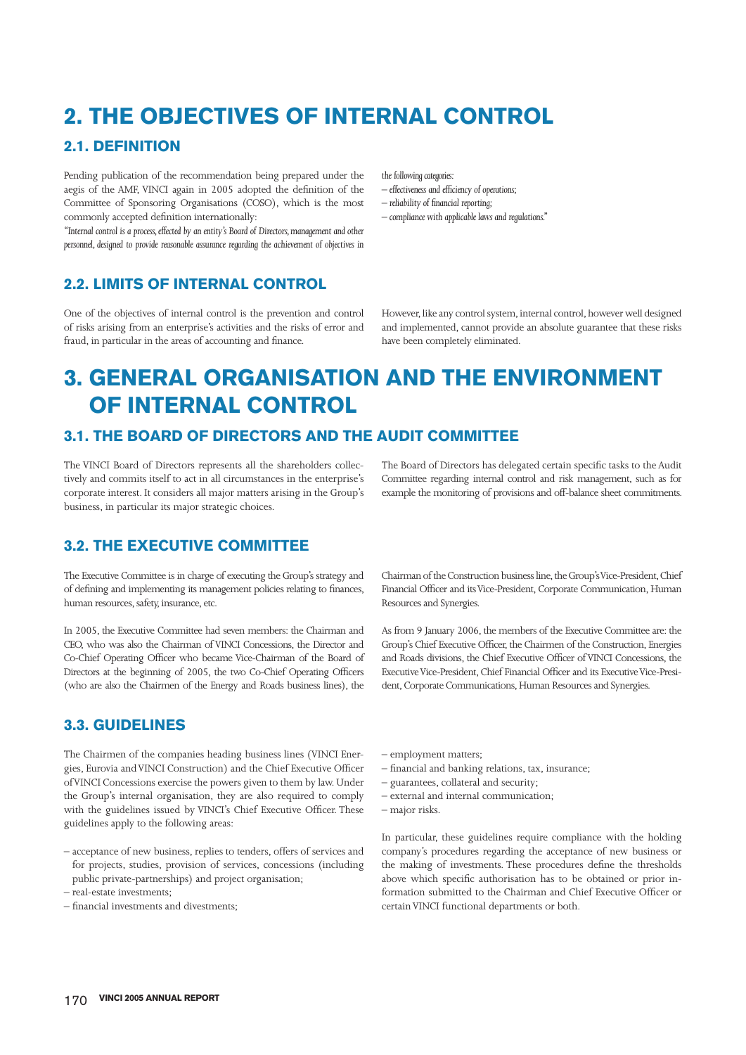# 2. THE OBJECTIVES OF INTERNAL CONTROL

## 2.1. DEFINITION

Pending publication of the recommendation being prepared under the aegis of the AMF, VINCI again in 2005 adopted the definition of the Committee of Sponsoring Organisations (COSO), which is the most commonly accepted definition internationally:

*"Internal control is a process, effected by an entity's Board of Directors, management and other personnel, designed to provide reasonable assurance regarding the achievement of objectives in the following categories:*
*– effectiveness and efficiency of operations;*
*– reliability of financial reporting;*
*– compliance with applicable laws and regulations."*

## 2.2. LIMITS OF INTERNAL CONTROL

One of the objectives of internal control is the prevention and control of risks arising from an enterprise's activities and the risks of error and fraud, in particular in the areas of accounting and finance.

However, like any control system, internal control, however well designed and implemented, cannot provide an absolute guarantee that these risks have been completely eliminated.

# 3. GENERAL ORGANISATION AND THE ENVIRONMENT OF INTERNAL CONTROL

## 3.1. THE BOARD OF DIRECTORS AND THE AUDIT COMMITTEE

The VINCI Board of Directors represents all the shareholders collectively and commits itself to act in all circumstances in the enterprise's corporate interest. It considers all major matters arising in the Group's business, in particular its major strategic choices.

The Board of Directors has delegated certain specific tasks to the Audit Committee regarding internal control and risk management, such as for example the monitoring of provisions and off-balance sheet commitments.

## 3.2. THE EXECUTIVE COMMITTEE

The Executive Committee is in charge of executing the Group's strategy and of defining and implementing its management policies relating to finances, human resources, safety, insurance, etc.

In 2005, the Executive Committee had seven members: the Chairman and CEO, who was also the Chairman of VINCI Concessions, the Director and Co-Chief Operating Officer who became Vice-Chairman of the Board of Directors at the beginning of 2005, the two Co-Chief Operating Officers (who are also the Chairmen of the Energy and Roads business lines), the Chairman of the Construction business line, the Group's Vice-President, Chief Financial Officer and its Vice-President, Corporate Communication, Human Resources and Synergies.

As from 9 January 2006, the members of the Executive Committee are: the Group's Chief Executive Officer, the Chairmen of the Construction, Energies and Roads divisions, the Chief Executive Officer of VINCI Concessions, the Executive Vice-President, Chief Financial Officer and its Executive Vice-President, Corporate Communications, Human Resources and Synergies.

## 3.3. GUIDELINES

The Chairmen of the companies heading business lines (VINCI Energies, Eurovia and VINCI Construction) and the Chief Executive Officer of VINCI Concessions exercise the powers given to them by law. Under the Group's internal organisation, they are also required to comply with the guidelines issued by VINCI's Chief Executive Officer. These guidelines apply to the following areas:

- acceptance of new business, replies to tenders, offers of services and for projects, studies, provision of services, concessions (including public private-partnerships) and project organisation;
- real-estate investments;
- financial investments and divestments;
- employment matters;
- financial and banking relations, tax, insurance;
- guarantees, collateral and security;
- external and internal communication;
- major risks.

In particular, these guidelines require compliance with the holding company's procedures regarding the acceptance of new business or the making of investments. These procedures define the thresholds above which specific authorisation has to be obtained or prior information submitted to the Chairman and Chief Executive Officer or certain VINCI functional departments or both.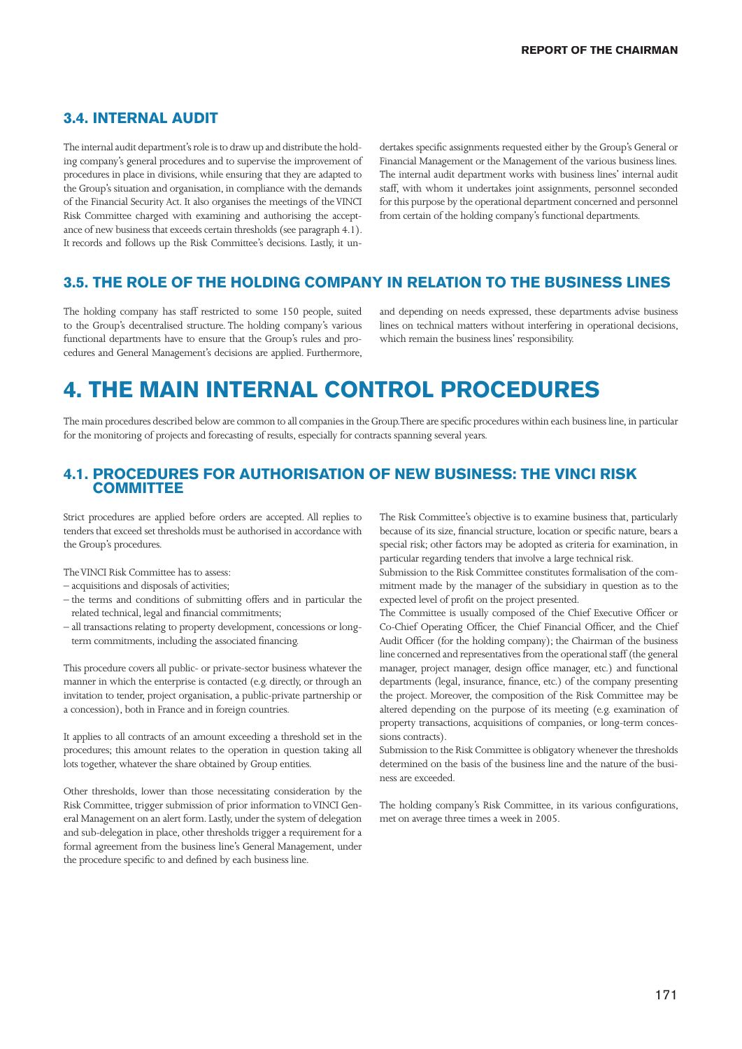## 3.4. INTERNAL AUDIT

The internal audit department's role is to draw up and distribute the holding company's general procedures and to supervise the improvement of procedures in place in divisions, while ensuring that they are adapted to the Group's situation and organisation, in compliance with the demands of the Financial Security Act. It also organises the meetings of the VINCI Risk Committee charged with examining and authorising the acceptance of new business that exceeds certain thresholds (see paragraph 4.1). It records and follows up the Risk Committee's decisions. Lastly, it undertakes specific assignments requested either by the Group's General or Financial Management or the Management of the various business lines. The internal audit department works with business lines' internal audit staff, with whom it undertakes joint assignments, personnel seconded for this purpose by the operational department concerned and personnel from certain of the holding company's functional departments.

## 3.5. THE ROLE OF THE HOLDING COMPANY IN RELATION TO THE BUSINESS LINES

The holding company has staff restricted to some 150 people, suited to the Group's decentralised structure. The holding company's various functional departments have to ensure that the Group's rules and procedures and General Management's decisions are applied. Furthermore, and depending on needs expressed, these departments advise business lines on technical matters without interfering in operational decisions, which remain the business lines' responsibility.

# 4. THE MAIN INTERNAL CONTROL PROCEDURES

The main procedures described below are common to all companies in the Group. There are specific procedures within each business line, in particular for the monitoring of projects and forecasting of results, especially for contracts spanning several years.

## 4.1. PROCEDURES FOR AUTHORISATION OF NEW BUSINESS: THE VINCI RISK COMMITTEE

Strict procedures are applied before orders are accepted. All replies to tenders that exceed set thresholds must be authorised in accordance with the Group's procedures.

The VINCI Risk Committee has to assess:

- acquisitions and disposals of activities;
- the terms and conditions of submitting offers and in particular the related technical, legal and financial commitments;
- all transactions relating to property development, concessions or long-term commitments, including the associated financing.

This procedure covers all public- or private-sector business whatever the manner in which the enterprise is contacted (e.g. directly, or through an invitation to tender, project organisation, a public-private partnership or a concession), both in France and in foreign countries.

It applies to all contracts of an amount exceeding a threshold set in the procedures; this amount relates to the operation in question taking all lots together, whatever the share obtained by Group entities.

Other thresholds, lower than those necessitating consideration by the Risk Committee, trigger submission of prior information to VINCI General Management on an alert form. Lastly, under the system of delegation and sub-delegation in place, other thresholds trigger a requirement for a formal agreement from the business line's General Management, under the procedure specific to and defined by each business line.

The Risk Committee's objective is to examine business that, particularly because of its size, financial structure, location or specific nature, bears a special risk; other factors may be adopted as criteria for examination, in particular regarding tenders that involve a large technical risk.

Submission to the Risk Committee constitutes formalisation of the commitment made by the manager of the subsidiary in question as to the expected level of profit on the project presented.

The Committee is usually composed of the Chief Executive Officer or Co-Chief Operating Officer, the Chief Financial Officer, and the Chief Audit Officer (for the holding company); the Chairman of the business line concerned and representatives from the operational staff (the general manager, project manager, design office manager, etc.) and functional departments (legal, insurance, finance, etc.) of the company presenting the project. Moreover, the composition of the Risk Committee may be altered depending on the purpose of its meeting (e.g. examination of property transactions, acquisitions of companies, or long-term concessions contracts).

Submission to the Risk Committee is obligatory whenever the thresholds determined on the basis of the business line and the nature of the business are exceeded.

The holding company's Risk Committee, in its various configurations, met on average three times a week in 2005.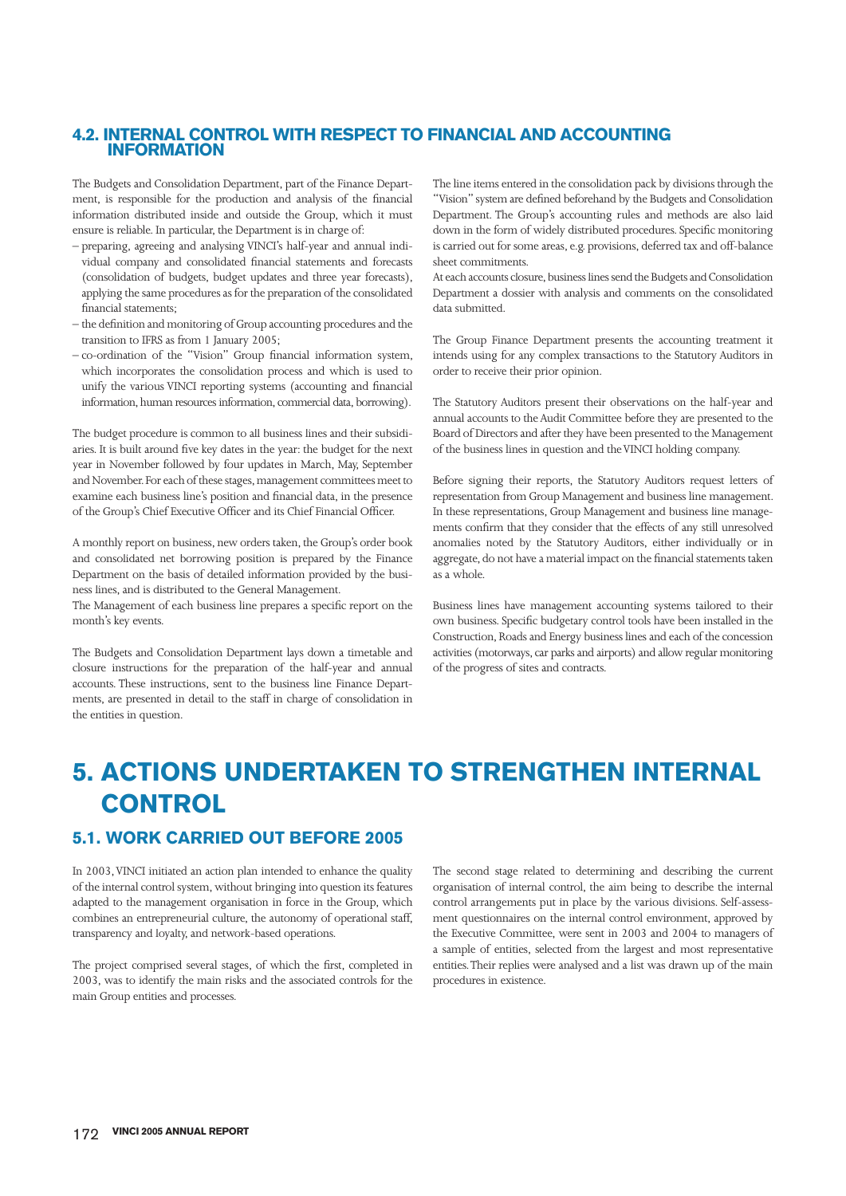### 4.2. INTERNAL CONTROL WITH RESPECT TO FINANCIAL AND ACCOUNTING INFORMATION

The Budgets and Consolidation Department, part of the Finance Department, is responsible for the production and analysis of the financial information distributed inside and outside the Group, which it must ensure is reliable. In particular, the Department is in charge of:

- preparing, agreeing and analysing VINCI's half-year and annual individual company and consolidated financial statements and forecasts (consolidation of budgets, budget updates and three year forecasts), applying the same procedures as for the preparation of the consolidated financial statements;
- the definition and monitoring of Group accounting procedures and the transition to IFRS as from 1 January 2005;
- co-ordination of the "Vision" Group financial information system, which incorporates the consolidation process and which is used to unify the various VINCI reporting systems (accounting and financial information, human resources information, commercial data, borrowing).

The budget procedure is common to all business lines and their subsidiaries. It is built around five key dates in the year: the budget for the next year in November followed by four updates in March, May, September and November. For each of these stages, management committees meet to examine each business line's position and financial data, in the presence of the Group's Chief Executive Officer and its Chief Financial Officer.

A monthly report on business, new orders taken, the Group's order book and consolidated net borrowing position is prepared by the Finance Department on the basis of detailed information provided by the business lines, and is distributed to the General Management.
The Management of each business line prepares a specific report on the month's key events.

The Budgets and Consolidation Department lays down a timetable and closure instructions for the preparation of the half-year and annual accounts. These instructions, sent to the business line Finance Departments, are presented in detail to the staff in charge of consolidation in the entities in question.

The line items entered in the consolidation pack by divisions through the "Vision" system are defined beforehand by the Budgets and Consolidation Department. The Group's accounting rules and methods are also laid down in the form of widely distributed procedures. Specific monitoring is carried out for some areas, e.g. provisions, deferred tax and off-balance sheet commitments.
At each accounts closure, business lines send the Budgets and Consolidation Department a dossier with analysis and comments on the consolidated data submitted.

The Group Finance Department presents the accounting treatment it intends using for any complex transactions to the Statutory Auditors in order to receive their prior opinion.

The Statutory Auditors present their observations on the half-year and annual accounts to the Audit Committee before they are presented to the Board of Directors and after they have been presented to the Management of the business lines in question and the VINCI holding company.

Before signing their reports, the Statutory Auditors request letters of representation from Group Management and business line management. In these representations, Group Management and business line managements confirm that they consider that the effects of any still unresolved anomalies noted by the Statutory Auditors, either individually or in aggregate, do not have a material impact on the financial statements taken as a whole.

Business lines have management accounting systems tailored to their own business. Specific budgetary control tools have been installed in the Construction, Roads and Energy business lines and each of the concession activities (motorways, car parks and airports) and allow regular monitoring of the progress of sites and contracts.

## 5. ACTIONS UNDERTAKEN TO STRENGTHEN INTERNAL CONTROL

### 5.1. WORK CARRIED OUT BEFORE 2005

In 2003, VINCI initiated an action plan intended to enhance the quality of the internal control system, without bringing into question its features adapted to the management organisation in force in the Group, which combines an entrepreneurial culture, the autonomy of operational staff, transparency and loyalty, and network-based operations.

The project comprised several stages, of which the first, completed in 2003, was to identify the main risks and the associated controls for the main Group entities and processes.

The second stage related to determining and describing the current organisation of internal control, the aim being to describe the internal control arrangements put in place by the various divisions. Self-assessment questionnaires on the internal control environment, approved by the Executive Committee, were sent in 2003 and 2004 to managers of a sample of entities, selected from the largest and most representative entities. Their replies were analysed and a list was drawn up of the main procedures in existence.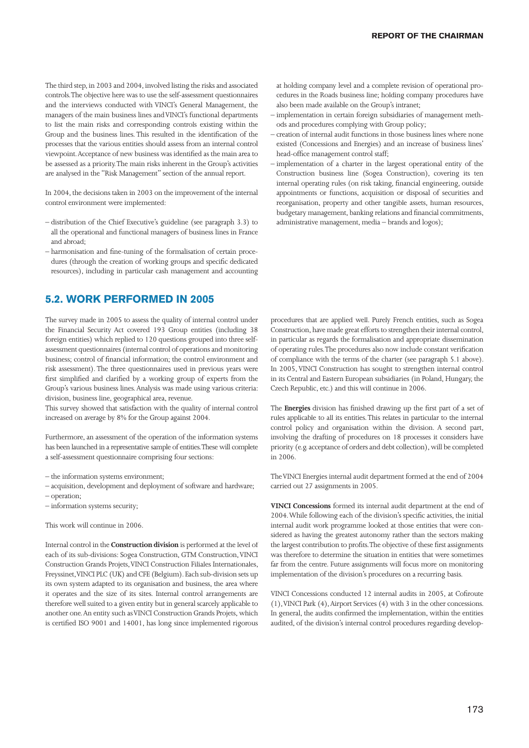The third step, in 2003 and 2004, involved listing the risks and associated controls. The objective here was to use the self-assessment questionnaires and the interviews conducted with VINCI's General Management, the managers of the main business lines and VINCI's functional departments to list the main risks and corresponding controls existing within the Group and the business lines. This resulted in the identification of the processes that the various entities should assess from an internal control viewpoint. Acceptance of new business was identified as the main area to be assessed as a priority. The main risks inherent in the Group's activities are analysed in the "Risk Management" section of the annual report.

In 2004, the decisions taken in 2003 on the improvement of the internal control environment were implemented:

- distribution of the Chief Executive's guideline (see paragraph 3.3) to all the operational and functional managers of business lines in France and abroad;
- harmonisation and fine-tuning of the formalisation of certain procedures (through the creation of working groups and specific dedicated resources), including in particular cash management and accounting at holding company level and a complete revision of operational procedures in the Roads business line; holding company procedures have also been made available on the Group's intranet;
- implementation in certain foreign subsidiaries of management methods and procedures complying with Group policy;
- creation of internal audit functions in those business lines where none existed (Concessions and Energies) and an increase of business lines' head-office management control staff;
- implementation of a charter in the largest operational entity of the Construction business line (Sogea Construction), covering its ten internal operating rules (on risk taking, financial engineering, outside appointments or functions, acquisition or disposal of securities and reorganisation, property and other tangible assets, human resources, budgetary management, banking relations and financial commitments, administrative management, media – brands and logos);

## 5.2. WORK PERFORMED IN 2005

The survey made in 2005 to assess the quality of internal control under the Financial Security Act covered 193 Group entities (including 38 foreign entities) which replied to 120 questions grouped into three self-assessment questionnaires (internal control of operations and monitoring business; control of financial information; the control environment and risk assessment). The three questionnaires used in previous years were first simplified and clarified by a working group of experts from the Group's various business lines. Analysis was made using various criteria: division, business line, geographical area, revenue.

This survey showed that satisfaction with the quality of internal control increased on average by 8% for the Group against 2004.

Furthermore, an assessment of the operation of the information systems has been launched in a representative sample of entities. These will complete a self-assessment questionnaire comprising four sections:

- the information systems environment;
- acquisition, development and deployment of software and hardware;
- operation;
- information systems security;

This work will continue in 2006.

Internal control in the **Construction division** is performed at the level of each of its sub-divisions: Sogea Construction, GTM Construction, VINCI Construction Grands Projets, VINCI Construction Filiales Internationales, Freyssinet, VINCI PLC (UK) and CFE (Belgium). Each sub-division sets up its own system adapted to its organisation and business, the area where it operates and the size of its sites. Internal control arrangements are therefore well suited to a given entity but in general scarcely applicable to another one. An entity such as VINCI Construction Grands Projets, which is certified ISO 9001 and 14001, has long since implemented rigorous procedures that are applied well. Purely French entities, such as Sogea Construction, have made great efforts to strengthen their internal control, in particular as regards the formalisation and appropriate dissemination of operating rules. The procedures also now include constant verification of compliance with the terms of the charter (see paragraph 5.1 above). In 2005, VINCI Construction has sought to strengthen internal control in its Central and Eastern European subsidiaries (in Poland, Hungary, the Czech Republic, etc.) and this will continue in 2006.

The **Energies** division has finished drawing up the first part of a set of rules applicable to all its entities. This relates in particular to the internal control policy and organisation within the division. A second part, involving the drafting of procedures on 18 processes it considers have priority (e.g. acceptance of orders and debt collection), will be completed in 2006.

The VINCI Energies internal audit department formed at the end of 2004 carried out 27 assignments in 2005.

**VINCI Concessions** formed its internal audit department at the end of 2004. While following each of the division's specific activities, the initial internal audit work programme looked at those entities that were considered as having the greatest autonomy rather than the sectors making the largest contribution to profits. The objective of these first assignments was therefore to determine the situation in entities that were sometimes far from the centre. Future assignments will focus more on monitoring implementation of the division's procedures on a recurring basis.

VINCI Concessions conducted 12 internal audits in 2005, at Cofiroute (1), VINCI Park (4), Airport Services (4) with 3 in the other concessions. In general, the audits confirmed the implementation, within the entities audited, of the division's internal control procedures regarding develop-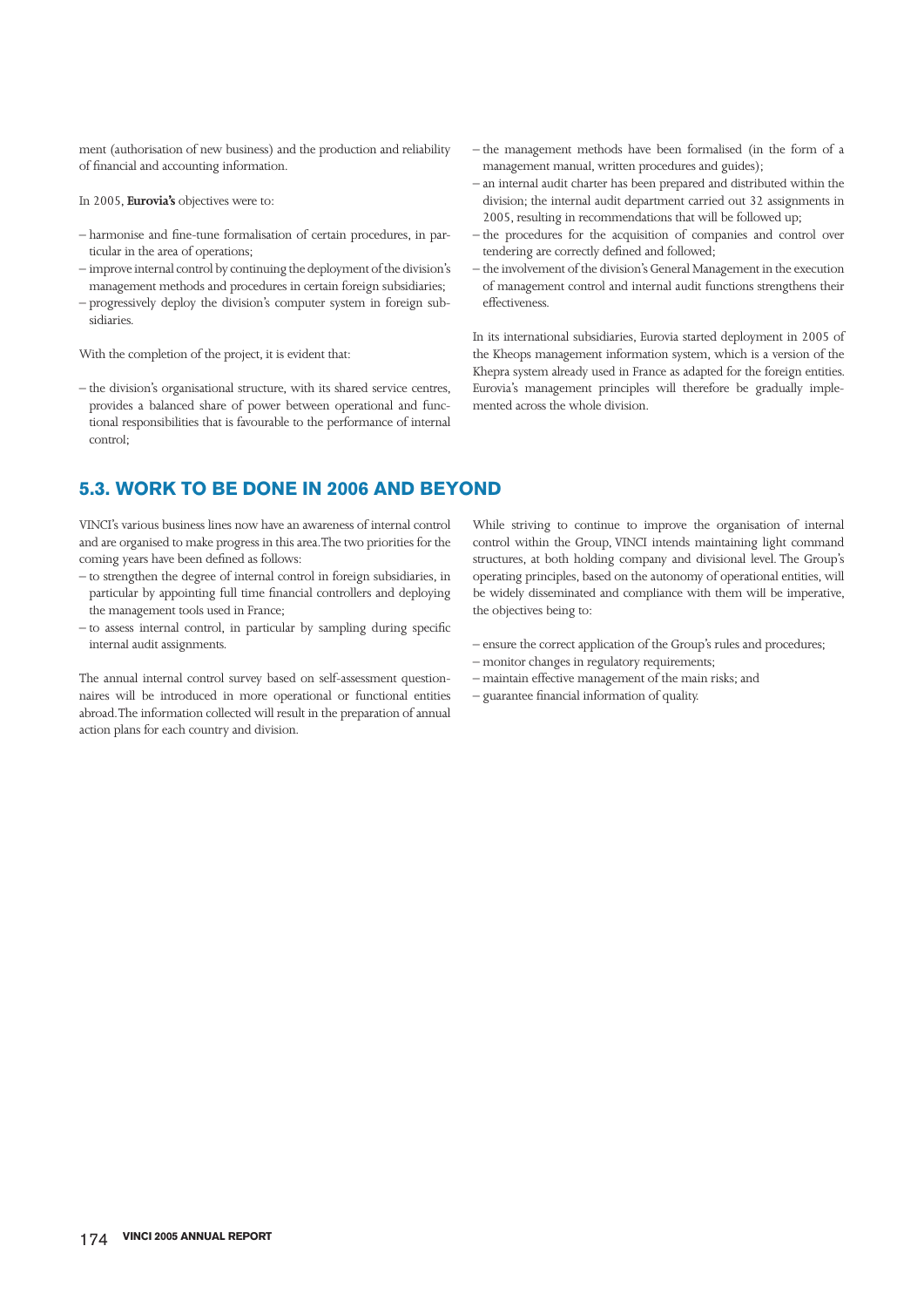ment (authorisation of new business) and the production and reliability of financial and accounting information.

In 2005, **Eurovia's** objectives were to:

– harmonise and fine-tune formalisation of certain procedures, in particular in the area of operations;
– improve internal control by continuing the deployment of the division's management methods and procedures in certain foreign subsidiaries;
– progressively deploy the division's computer system in foreign subsidiaries.

With the completion of the project, it is evident that:

– the division's organisational structure, with its shared service centres, provides a balanced share of power between operational and functional responsibilities that is favourable to the performance of internal control;
– the management methods have been formalised (in the form of a management manual, written procedures and guides);
– an internal audit charter has been prepared and distributed within the division; the internal audit department carried out 32 assignments in 2005, resulting in recommendations that will be followed up;
– the procedures for the acquisition of companies and control over tendering are correctly defined and followed;
– the involvement of the division's General Management in the execution of management control and internal audit functions strengthens their effectiveness.

In its international subsidiaries, Eurovia started deployment in 2005 of the Kheops management information system, which is a version of the Khepra system already used in France as adapted for the foreign entities. Eurovia's management principles will therefore be gradually implemented across the whole division.

## 5.3. WORK TO BE DONE IN 2006 AND BEYOND

VINCI's various business lines now have an awareness of internal control and are organised to make progress in this area. The two priorities for the coming years have been defined as follows:
– to strengthen the degree of internal control in foreign subsidiaries, in particular by appointing full time financial controllers and deploying the management tools used in France;
– to assess internal control, in particular by sampling during specific internal audit assignments.

The annual internal control survey based on self-assessment questionnaires will be introduced in more operational or functional entities abroad. The information collected will result in the preparation of annual action plans for each country and division.

While striving to continue to improve the organisation of internal control within the Group, VINCI intends maintaining light command structures, at both holding company and divisional level. The Group's operating principles, based on the autonomy of operational entities, will be widely disseminated and compliance with them will be imperative, the objectives being to:

– ensure the correct application of the Group's rules and procedures;
– monitor changes in regulatory requirements;
– maintain effective management of the main risks; and
– guarantee financial information of quality.